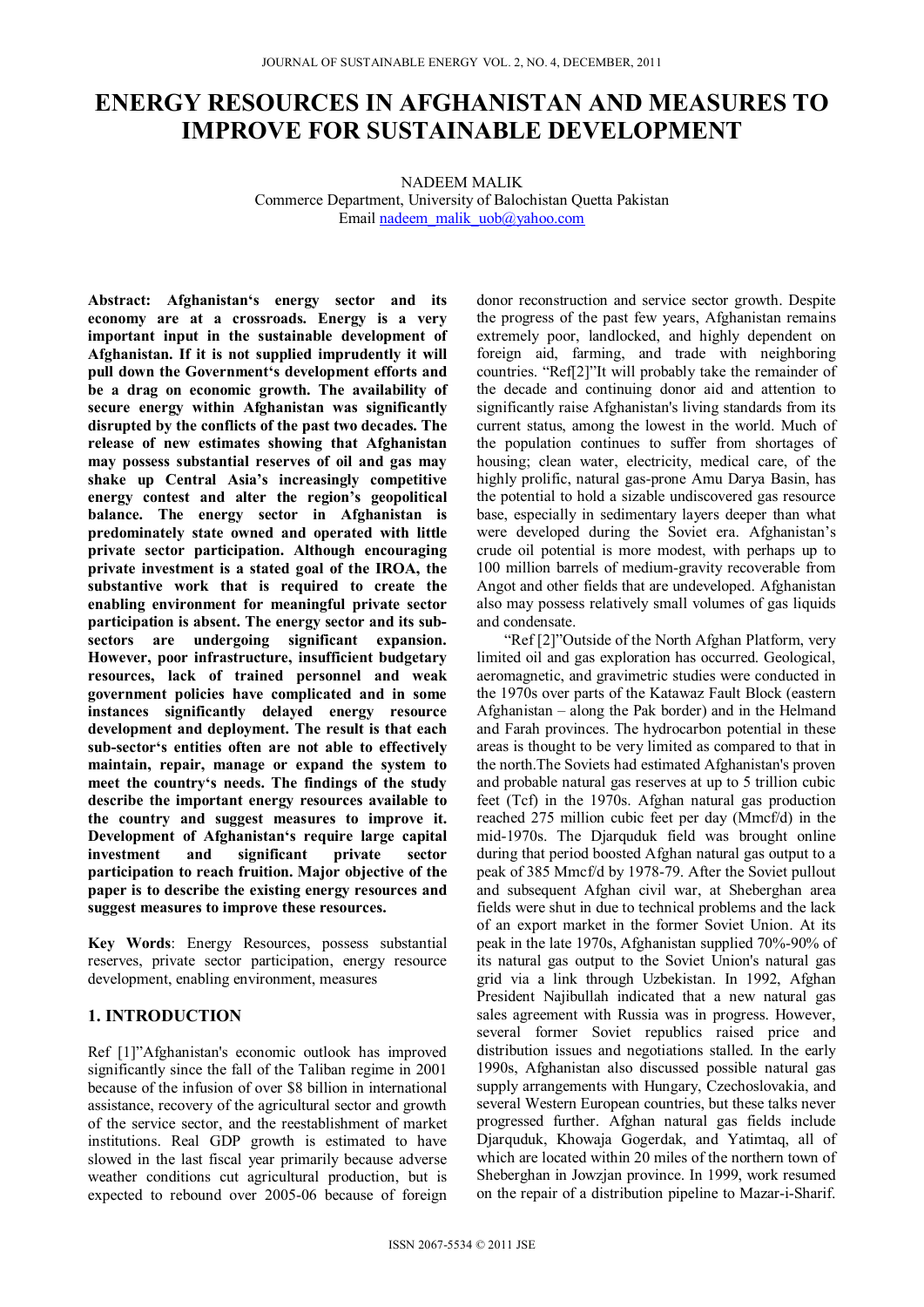# ENERGY RESOURCES IN AFGHANISTAN AND MEASURES TO IMPROVE FOR SUSTAINABLE DEVELOPMENT

NADEEM MALIK
Commerce Department, University of Balochistan Quetta Pakistan
Email nadeem_malik_uob@yahoo.com

**Abstract: Afghanistan's energy sector and its economy are at a crossroads. Energy is a very important input in the sustainable development of Afghanistan. If it is not supplied imprudently it will pull down the Government's development efforts and be a drag on economic growth. The availability of secure energy within Afghanistan was significantly disrupted by the conflicts of the past two decades. The release of new estimates showing that Afghanistan may possess substantial reserves of oil and gas may shake up Central Asia's increasingly competitive energy contest and alter the region's geopolitical balance. The energy sector in Afghanistan is predominately state owned and operated with little private sector participation. Although encouraging private investment is a stated goal of the IROA, the substantive work that is required to create the enabling environment for meaningful private sector participation is absent. The energy sector and its sub-sectors are undergoing significant expansion. However, poor infrastructure, insufficient budgetary resources, lack of trained personnel and weak government policies have complicated and in some instances significantly delayed energy resource development and deployment. The result is that each sub-sector's entities often are not able to effectively maintain, repair, manage or expand the system to meet the country's needs. The findings of the study describe the important energy resources available to the country and suggest measures to improve it. Development of Afghanistan's require large capital investment and significant private sector participation to reach fruition. Major objective of the paper is to describe the existing energy resources and suggest measures to improve these resources.**

**Key Words**: Energy Resources, possess substantial reserves, private sector participation, energy resource development, enabling environment, measures

## 1. INTRODUCTION

Ref [1]"Afghanistan's economic outlook has improved significantly since the fall of the Taliban regime in 2001 because of the infusion of over $8 billion in international assistance, recovery of the agricultural sector and growth of the service sector, and the reestablishment of market institutions. Real GDP growth is estimated to have slowed in the last fiscal year primarily because adverse weather conditions cut agricultural production, but is expected to rebound over 2005-06 because of foreign donor reconstruction and service sector growth. Despite the progress of the past few years, Afghanistan remains extremely poor, landlocked, and highly dependent on foreign aid, farming, and trade with neighboring countries. "Ref[2]"It will probably take the remainder of the decade and continuing donor aid and attention to significantly raise Afghanistan's living standards from its current status, among the lowest in the world. Much of the population continues to suffer from shortages of housing; clean water, electricity, medical care, of the highly prolific, natural gas-prone Amu Darya Basin, has the potential to hold a sizable undiscovered gas resource base, especially in sedimentary layers deeper than what were developed during the Soviet era. Afghanistan's crude oil potential is more modest, with perhaps up to 100 million barrels of medium-gravity recoverable from Angot and other fields that are undeveloped. Afghanistan also may possess relatively small volumes of gas liquids and condensate.

"Ref [2]"Outside of the North Afghan Platform, very limited oil and gas exploration has occurred. Geological, aeromagnetic, and gravimetric studies were conducted in the 1970s over parts of the Katawaz Fault Block (eastern Afghanistan – along the Pak border) and in the Helmand and Farah provinces. The hydrocarbon potential in these areas is thought to be very limited as compared to that in the north.The Soviets had estimated Afghanistan's proven and probable natural gas reserves at up to 5 trillion cubic feet (Tcf) in the 1970s. Afghan natural gas production reached 275 million cubic feet per day (Mmcf/d) in the mid-1970s. The Djarquduk field was brought online during that period boosted Afghan natural gas output to a peak of 385 Mmcf/d by 1978-79. After the Soviet pullout and subsequent Afghan civil war, at Sheberghan area fields were shut in due to technical problems and the lack of an export market in the former Soviet Union. At its peak in the late 1970s, Afghanistan supplied 70%-90% of its natural gas output to the Soviet Union's natural gas grid via a link through Uzbekistan. In 1992, Afghan President Najibullah indicated that a new natural gas sales agreement with Russia was in progress. However, several former Soviet republics raised price and distribution issues and negotiations stalled. In the early 1990s, Afghanistan also discussed possible natural gas supply arrangements with Hungary, Czechoslovakia, and several Western European countries, but these talks never progressed further. Afghan natural gas fields include Djarquduk, Khowaja Gogerdak, and Yatimtaq, all of which are located within 20 miles of the northern town of Sheberghan in Jowzjan province. In 1999, work resumed on the repair of a distribution pipeline to Mazar-i-Sharif.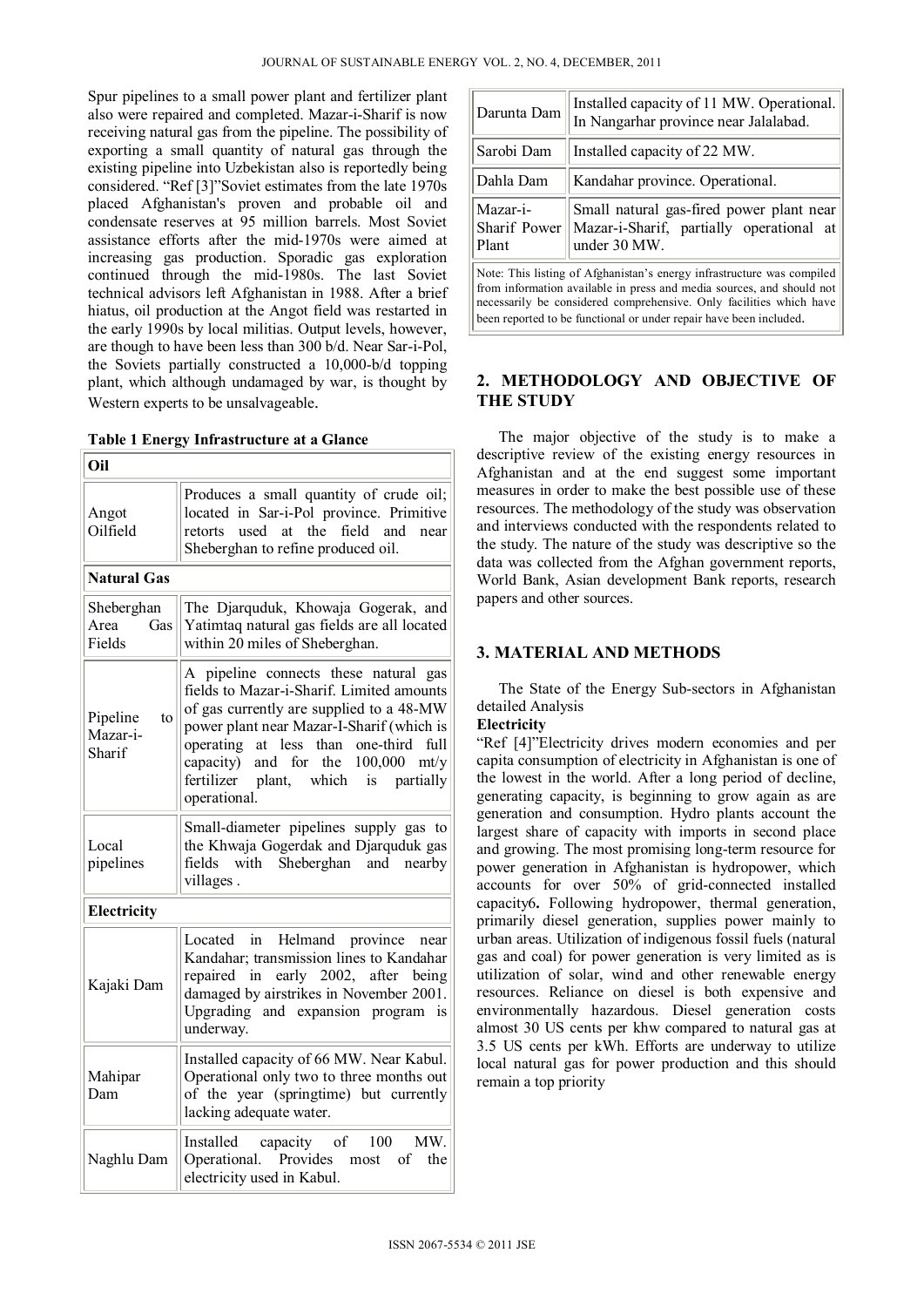Spur pipelines to a small power plant and fertilizer plant also were repaired and completed. Mazar-i-Sharif is now receiving natural gas from the pipeline. The possibility of exporting a small quantity of natural gas through the existing pipeline into Uzbekistan also is reportedly being considered. "Ref [3]"Soviet estimates from the late 1970s placed Afghanistan's proven and probable oil and condensate reserves at 95 million barrels. Most Soviet assistance efforts after the mid-1970s were aimed at increasing gas production. Sporadic gas exploration continued through the mid-1980s. The last Soviet technical advisors left Afghanistan in 1988. After a brief hiatus, oil production at the Angot field was restarted in the early 1990s by local militias. Output levels, however, are though to have been less than 300 b/d. Near Sar-i-Pol, the Soviets partially constructed a 10,000-b/d topping plant, which although undamaged by war, is thought by Western experts to be unsalvageable.

**Table 1 Energy Infrastructure at a Glance**

| **Oil** | |
|---|---|
| Angot Oilfield | Produces a small quantity of crude oil; located in Sar-i-Pol province. Primitive retorts used at the field and near Sheberghan to refine produced oil. |
| **Natural Gas** | |
| Sheberghan Area Gas Fields | The Djarquduk, Khowaja Gogerak, and Yatimtaq natural gas fields are all located within 20 miles of Sheberghan. |
| Pipeline to Mazar-i-Sharif | A pipeline connects these natural gas fields to Mazar-i-Sharif. Limited amounts of gas currently are supplied to a 48-MW power plant near Mazar-I-Sharif (which is operating at less than one-third full capacity) and for the 100,000 mt/y fertilizer plant, which is partially operational. |
| Local pipelines | Small-diameter pipelines supply gas to the Khwaja Gogerdak and Djarquduk gas fields with Sheberghan and nearby villages . |
| **Electricity** | |
| Kajaki Dam | Located in Helmand province near Kandahar; transmission lines to Kandahar repaired in early 2002, after being damaged by airstrikes in November 2001. Upgrading and expansion program is underway. |
| Mahipar Dam | Installed capacity of 66 MW. Near Kabul. Operational only two to three months out of the year (springtime) but currently lacking adequate water. |
| Naghlu Dam | Installed capacity of 100 MW. Operational. Provides most of the electricity used in Kabul. |
| Darunta Dam | Installed capacity of 11 MW. Operational. In Nangarhar province near Jalalabad. |
| Sarobi Dam | Installed capacity of 22 MW. |
| Dahla Dam | Kandahar province. Operational. |
| Mazar-i-Sharif Power Plant | Small natural gas-fired power plant near Mazar-i-Sharif, partially operational at under 30 MW. |

Note: This listing of Afghanistan's energy infrastructure was compiled from information available in press and media sources, and should not necessarily be considered comprehensive. Only facilities which have been reported to be functional or under repair have been included.

## 2. METHODOLOGY AND OBJECTIVE OF THE STUDY

The major objective of the study is to make a descriptive review of the existing energy resources in Afghanistan and at the end suggest some important measures in order to make the best possible use of these resources. The methodology of the study was observation and interviews conducted with the respondents related to the study. The nature of the study was descriptive so the data was collected from the Afghan government reports, World Bank, Asian development Bank reports, research papers and other sources.

## 3. MATERIAL AND METHODS

The State of the Energy Sub-sectors in Afghanistan detailed Analysis

**Electricity**

"Ref [4]"Electricity drives modern economies and per capita consumption of electricity in Afghanistan is one of the lowest in the world. After a long period of decline, generating capacity, is beginning to grow again as are generation and consumption. Hydro plants account the largest share of capacity with imports in second place and growing. The most promising long-term resource for power generation in Afghanistan is hydropower, which accounts for over 50% of grid-connected installed capacity6**.** Following hydropower, thermal generation, primarily diesel generation, supplies power mainly to urban areas. Utilization of indigenous fossil fuels (natural gas and coal) for power generation is very limited as is utilization of solar, wind and other renewable energy resources. Reliance on diesel is both expensive and environmentally hazardous. Diesel generation costs almost 30 US cents per khw compared to natural gas at 3.5 US cents per kWh. Efforts are underway to utilize local natural gas for power production and this should remain a top priority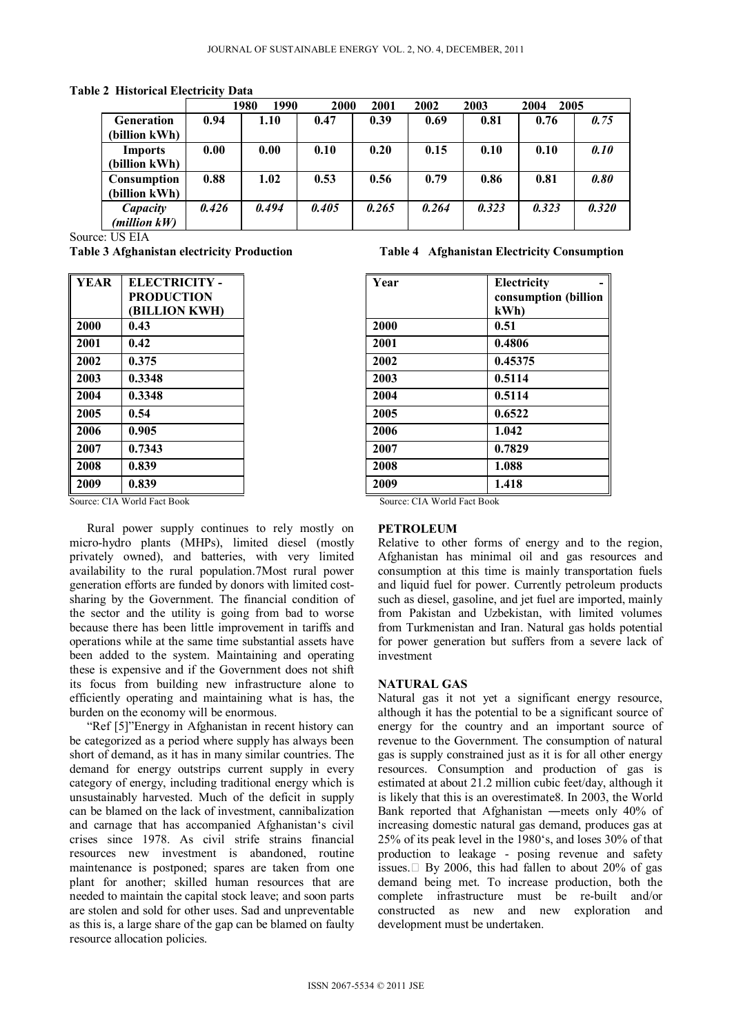**Table 2 Historical Electricity Data**

| | 1980 | 1990 | 2000 | 2001 | 2002 | 2003 | 2004 | 2005 |
|---|---|---|---|---|---|---|---|---|
| **Generation (billion kWh)** | **0.94** | **1.10** | **0.47** | **0.39** | **0.69** | **0.81** | **0.76** | ***0.75*** |
| **Imports (billion kWh)** | **0.00** | **0.00** | **0.10** | **0.20** | **0.15** | **0.10** | **0.10** | ***0.10*** |
| **Consumption (billion kWh)** | **0.88** | **1.02** | **0.53** | **0.56** | **0.79** | **0.86** | **0.81** | ***0.80*** |
| ***Capacity (million kW)*** | ***0.426*** | ***0.494*** | ***0.405*** | ***0.265*** | ***0.264*** | ***0.323*** | ***0.323*** | ***0.320*** |

Source: US EIA

**Table 3 Afghanistan electricity Production**

| YEAR | ELECTRICITY - PRODUCTION (BILLION KWH) |
|---|---|
| 2000 | 0.43 |
| 2001 | 0.42 |
| 2002 | 0.375 |
| 2003 | 0.3348 |
| 2004 | 0.3348 |
| 2005 | 0.54 |
| 2006 | 0.905 |
| 2007 | 0.7343 |
| 2008 | 0.839 |
| 2009 | 0.839 |

Source: CIA World Fact Book

**Table 4 Afghanistan Electricity Consumption**

| Year | Electricity - consumption (billion kWh) |
|---|---|
| 2000 | 0.51 |
| 2001 | 0.4806 |
| 2002 | 0.45375 |
| 2003 | 0.5114 |
| 2004 | 0.5114 |
| 2005 | 0.6522 |
| 2006 | 1.042 |
| 2007 | 0.7829 |
| 2008 | 1.088 |
| 2009 | 1.418 |

Source: CIA World Fact Book

Rural power supply continues to rely mostly on micro-hydro plants (MHPs), limited diesel (mostly privately owned), and batteries, with very limited availability to the rural population.7Most rural power generation efforts are funded by donors with limited cost-sharing by the Government. The financial condition of the sector and the utility is going from bad to worse because there has been little improvement in tariffs and operations while at the same time substantial assets have been added to the system. Maintaining and operating these is expensive and if the Government does not shift its focus from building new infrastructure alone to efficiently operating and maintaining what is has, the burden on the economy will be enormous.

"Ref [5]"Energy in Afghanistan in recent history can be categorized as a period where supply has always been short of demand, as it has in many similar countries. The demand for energy outstrips current supply in every category of energy, including traditional energy which is unsustainably harvested. Much of the deficit in supply can be blamed on the lack of investment, cannibalization and carnage that has accompanied Afghanistan's civil crises since 1978. As civil strife strains financial resources new investment is abandoned, routine maintenance is postponed; spares are taken from one plant for another; skilled human resources that are needed to maintain the capital stock leave; and soon parts are stolen and sold for other uses. Sad and unpreventable as this is, a large share of the gap can be blamed on faulty resource allocation policies.

## PETROLEUM

Relative to other forms of energy and to the region, Afghanistan has minimal oil and gas resources and consumption at this time is mainly transportation fuels and liquid fuel for power. Currently petroleum products such as diesel, gasoline, and jet fuel are imported, mainly from Pakistan and Uzbekistan, with limited volumes from Turkmenistan and Iran. Natural gas holds potential for power generation but suffers from a severe lack of investment

## NATURAL GAS

Natural gas it not yet a significant energy resource, although it has the potential to be a significant source of energy for the country and an important source of revenue to the Government. The consumption of natural gas is supply constrained just as it is for all other energy resources. Consumption and production of gas is estimated at about 21.2 million cubic feet/day, although it is likely that this is an overestimate8. In 2003, the World Bank reported that Afghanistan ―meets only 40% of increasing domestic natural gas demand, produces gas at 25% of its peak level in the 1980's, and loses 30% of that production to leakage - posing revenue and safety issues. By 2006, this had fallen to about 20% of gas demand being met. To increase production, both the complete infrastructure must be re-built and/or constructed as new and new exploration and development must be undertaken.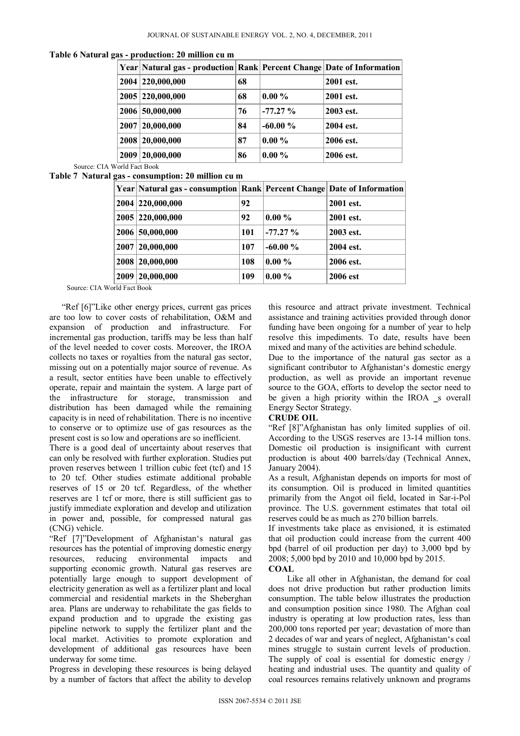**Table 6 Natural gas - production: 20 million cu m**

| Year | Natural gas - production | Rank | Percent Change | Date of Information |
|---|---|---|---|---|
| 2004 | 220,000,000 | 68 | | 2001 est. |
| 2005 | 220,000,000 | 68 | 0.00 % | 2001 est. |
| 2006 | 50,000,000 | 76 | -77.27 % | 2003 est. |
| 2007 | 20,000,000 | 84 | -60.00 % | 2004 est. |
| 2008 | 20,000,000 | 87 | 0.00 % | 2006 est. |
| 2009 | 20,000,000 | 86 | 0.00 % | 2006 est. |

Source: CIA World Fact Book

**Table 7 Natural gas - consumption: 20 million cu m**

| Year | Natural gas - consumption | Rank | Percent Change | Date of Information |
|---|---|---|---|---|
| 2004 | 220,000,000 | 92 | | 2001 est. |
| 2005 | 220,000,000 | 92 | 0.00 % | 2001 est. |
| 2006 | 50,000,000 | 101 | -77.27 % | 2003 est. |
| 2007 | 20,000,000 | 107 | -60.00 % | 2004 est. |
| 2008 | 20,000,000 | 108 | 0.00 % | 2006 est. |
| 2009 | 20,000,000 | 109 | 0.00 % | 2006 est |

Source: CIA World Fact Book

"Ref [6]"Like other energy prices, current gas prices are too low to cover costs of rehabilitation, O&M and expansion of production and infrastructure. For incremental gas production, tariffs may be less than half of the level needed to cover costs. Moreover, the IROA collects no taxes or royalties from the natural gas sector, missing out on a potentially major source of revenue. As a result, sector entities have been unable to effectively operate, repair and maintain the system. A large part of the infrastructure for storage, transmission and distribution has been damaged while the remaining capacity is in need of rehabilitation. There is no incentive to conserve or to optimize use of gas resources as the present cost is so low and operations are so inefficient.

There is a good deal of uncertainty about reserves that can only be resolved with further exploration. Studies put proven reserves between 1 trillion cubic feet (tcf) and 15 to 20 tcf. Other studies estimate additional probable reserves of 15 or 20 tcf. Regardless, of the whether reserves are 1 tcf or more, there is still sufficient gas to justify immediate exploration and develop and utilization in power and, possible, for compressed natural gas (CNG) vehicle.

"Ref [7]"Development of Afghanistan's natural gas resources has the potential of improving domestic energy resources, reducing environmental impacts and supporting economic growth. Natural gas reserves are potentially large enough to support development of electricity generation as well as a fertilizer plant and local commercial and residential markets in the Sheberghan area. Plans are underway to rehabilitate the gas fields to expand production and to upgrade the existing gas pipeline network to supply the fertilizer plant and the local market. Activities to promote exploration and development of additional gas resources have been underway for some time.

Progress in developing these resources is being delayed by a number of factors that affect the ability to develop this resource and attract private investment. Technical assistance and training activities provided through donor funding have been ongoing for a number of year to help resolve this impediments. To date, results have been mixed and many of the activities are behind schedule.

Due to the importance of the natural gas sector as a significant contributor to Afghanistan's domestic energy production, as well as provide an important revenue source to the GOA, efforts to develop the sector need to be given a high priority within the IROA _s overall Energy Sector Strategy.

**CRUDE OIL**

"Ref [8]"Afghanistan has only limited supplies of oil. According to the USGS reserves are 13-14 million tons. Domestic oil production is insignificant with current production is about 400 barrels/day (Technical Annex, January 2004).

As a result, Afghanistan depends on imports for most of its consumption. Oil is produced in limited quantities primarily from the Angot oil field, located in Sar-i-Pol province. The U.S. government estimates that total oil reserves could be as much as 270 billion barrels.

If investments take place as envisioned, it is estimated that oil production could increase from the current 400 bpd (barrel of oil production per day) to 3,000 bpd by 2008; 5,000 bpd by 2010 and 10,000 bpd by 2015.

**COAL**

Like all other in Afghanistan, the demand for coal does not drive production but rather production limits consumption. The table below illustrates the production and consumption position since 1980. The Afghan coal industry is operating at low production rates, less than 200,000 tons reported per year; devastation of more than 2 decades of war and years of neglect, Afghanistan's coal mines struggle to sustain current levels of production. The supply of coal is essential for domestic energy / heating and industrial uses. The quantity and quality of coal resources remains relatively unknown and programs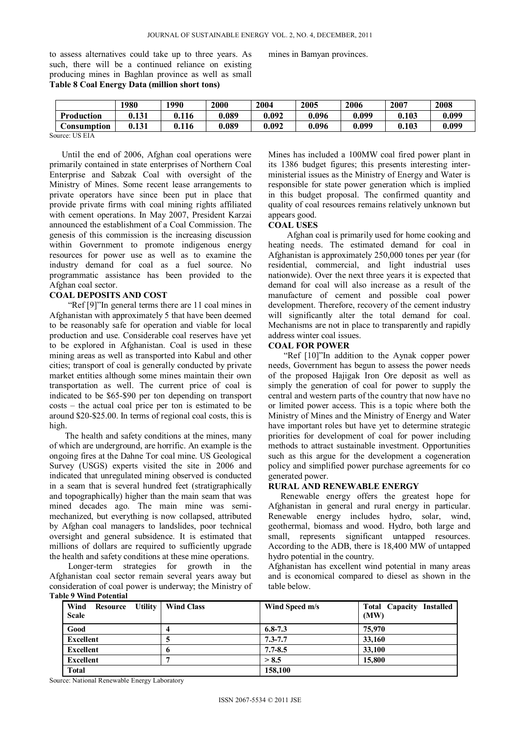to assess alternatives could take up to three years. As such, there will be a continued reliance on existing producing mines in Baghlan province as well as small mines in Bamyan provinces.

**Table 8 Coal Energy Data (million short tons)**

| | 1980 | 1990 | 2000 | 2004 | 2005 | 2006 | 2007 | 2008 |
|---|---|---|---|---|---|---|---|---|
| **Production** | 0.131 | 0.116 | 0.089 | 0.092 | 0.096 | 0.099 | 0.103 | 0.099 |
| **Consumption** | 0.131 | 0.116 | 0.089 | 0.092 | 0.096 | 0.099 | 0.103 | 0.099 |

Source: US EIA

Until the end of 2006, Afghan coal operations were primarily contained in state enterprises of Northern Coal Enterprise and Sabzak Coal with oversight of the Ministry of Mines. Some recent lease arrangements to private operators have since been put in place that provide private firms with coal mining rights affiliated with cement operations. In May 2007, President Karzai announced the establishment of a Coal Commission. The genesis of this commission is the increasing discussion within Government to promote indigenous energy resources for power use as well as to examine the industry demand for coal as a fuel source. No programmatic assistance has been provided to the Afghan coal sector.

**COAL DEPOSITS AND COST**

"Ref [9]"In general terms there are 11 coal mines in Afghanistan with approximately 5 that have been deemed to be reasonably safe for operation and viable for local production and use. Considerable coal reserves have yet to be explored in Afghanistan. Coal is used in these mining areas as well as transported into Kabul and other cities; transport of coal is generally conducted by private market entities although some mines maintain their own transportation as well. The current price of coal is indicated to be $65-$90 per ton depending on transport costs – the actual coal price per ton is estimated to be around $20-$25.00. In terms of regional coal costs, this is high.

The health and safety conditions at the mines, many of which are underground, are horrific. An example is the ongoing fires at the Dahne Tor coal mine. US Geological Survey (USGS) experts visited the site in 2006 and indicated that unregulated mining observed is conducted in a seam that is several hundred feet (stratigraphically and topographically) higher than the main seam that was mined decades ago. The main mine was semi-mechanized, but everything is now collapsed, attributed by Afghan coal managers to landslides, poor technical oversight and general subsidence. It is estimated that millions of dollars are required to sufficiently upgrade the health and safety conditions at these mine operations.

Longer-term strategies for growth in the Afghanistan coal sector remain several years away but consideration of coal power is underway; the Ministry of Mines has included a 100MW coal fired power plant in its 1386 budget figures; this presents interesting inter-ministerial issues as the Ministry of Energy and Water is responsible for state power generation which is implied in this budget proposal. The confirmed quantity and quality of coal resources remains relatively unknown but appears good.

**COAL USES**

Afghan coal is primarily used for home cooking and heating needs. The estimated demand for coal in Afghanistan is approximately 250,000 tones per year (for residential, commercial, and light industrial uses nationwide). Over the next three years it is expected that demand for coal will also increase as a result of the manufacture of cement and possible coal power development. Therefore, recovery of the cement industry will significantly alter the total demand for coal. Mechanisms are not in place to transparently and rapidly address winter coal issues.

**COAL FOR POWER**

"Ref [10]"In addition to the Aynak copper power needs, Government has begun to assess the power needs of the proposed Hajigak Iron Ore deposit as well as simply the generation of coal for power to supply the central and western parts of the country that now have no or limited power access. This is a topic where both the Ministry of Mines and the Ministry of Energy and Water have important roles but have yet to determine strategic priorities for development of coal for power including methods to attract sustainable investment. Opportunities such as this argue for the development a cogeneration policy and simplified power purchase agreements for co generated power.

**RURAL AND RENEWABLE ENERGY**

Renewable energy offers the greatest hope for Afghanistan in general and rural energy in particular. Renewable energy includes hydro, solar, wind, geothermal, biomass and wood. Hydro, both large and small, represents significant untapped resources. According to the ADB, there is 18,400 MW of untapped hydro potential in the country.

Afghanistan has excellent wind potential in many areas and is economical compared to diesel as shown in the table below.

**Table 9 Wind Potential**

| Wind Resource Utility Scale | Wind Class | Wind Speed m/s | Total Capacity Installed (MW) |
|---|---|---|---|
| **Good** | **4** | **6.8-7.3** | **75,970** |
| **Excellent** | **5** | **7.3-7.7** | **33,160** |
| **Excellent** | **6** | **7.7-8.5** | **33,100** |
| **Excellent** | **7** | **> 8.5** | **15,800** |
| **Total** | | **158,100** | |

Source: National Renewable Energy Laboratory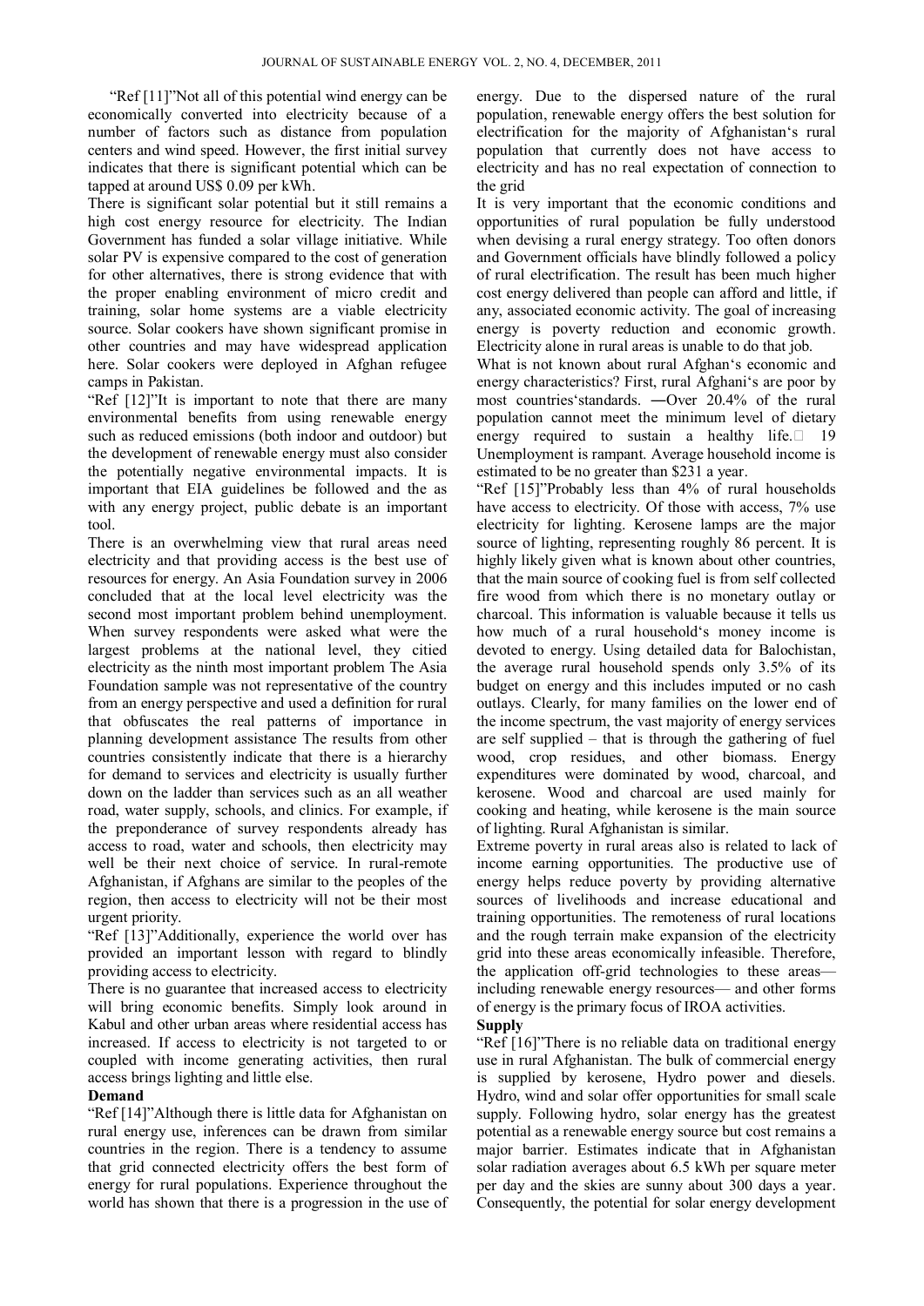"Ref [11]"Not all of this potential wind energy can be economically converted into electricity because of a number of factors such as distance from population centers and wind speed. However, the first initial survey indicates that there is significant potential which can be tapped at around US$ 0.09 per kWh.

There is significant solar potential but it still remains a high cost energy resource for electricity. The Indian Government has funded a solar village initiative. While solar PV is expensive compared to the cost of generation for other alternatives, there is strong evidence that with the proper enabling environment of micro credit and training, solar home systems are a viable electricity source. Solar cookers have shown significant promise in other countries and may have widespread application here. Solar cookers were deployed in Afghan refugee camps in Pakistan.

"Ref [12]"It is important to note that there are many environmental benefits from using renewable energy such as reduced emissions (both indoor and outdoor) but the development of renewable energy must also consider the potentially negative environmental impacts. It is important that EIA guidelines be followed and the as with any energy project, public debate is an important tool.

There is an overwhelming view that rural areas need electricity and that providing access is the best use of resources for energy. An Asia Foundation survey in 2006 concluded that at the local level electricity was the second most important problem behind unemployment. When survey respondents were asked what were the largest problems at the national level, they citied electricity as the ninth most important problem The Asia Foundation sample was not representative of the country from an energy perspective and used a definition for rural that obfuscates the real patterns of importance in planning development assistance The results from other countries consistently indicate that there is a hierarchy for demand to services and electricity is usually further down on the ladder than services such as an all weather road, water supply, schools, and clinics. For example, if the preponderance of survey respondents already has access to road, water and schools, then electricity may well be their next choice of service. In rural-remote Afghanistan, if Afghans are similar to the peoples of the region, then access to electricity will not be their most urgent priority.

"Ref [13]"Additionally, experience the world over has provided an important lesson with regard to blindly providing access to electricity.

There is no guarantee that increased access to electricity will bring economic benefits. Simply look around in Kabul and other urban areas where residential access has increased. If access to electricity is not targeted to or coupled with income generating activities, then rural access brings lighting and little else.

**Demand**

"Ref [14]"Although there is little data for Afghanistan on rural energy use, inferences can be drawn from similar countries in the region. There is a tendency to assume that grid connected electricity offers the best form of energy for rural populations. Experience throughout the world has shown that there is a progression in the use of energy. Due to the dispersed nature of the rural population, renewable energy offers the best solution for electrification for the majority of Afghanistan's rural population that currently does not have access to electricity and has no real expectation of connection to the grid

It is very important that the economic conditions and opportunities of rural population be fully understood when devising a rural energy strategy. Too often donors and Government officials have blindly followed a policy of rural electrification. The result has been much higher cost energy delivered than people can afford and little, if any, associated economic activity. The goal of increasing energy is poverty reduction and economic growth. Electricity alone in rural areas is unable to do that job.

What is not known about rural Afghan's economic and energy characteristics? First, rural Afghani's are poor by most countries'standards. ―Over 20.4% of the rural population cannot meet the minimum level of dietary energy required to sustain a healthy life. 19 Unemployment is rampant. Average household income is estimated to be no greater than $231 a year.

"Ref [15]"Probably less than 4% of rural households have access to electricity. Of those with access, 7% use electricity for lighting. Kerosene lamps are the major source of lighting, representing roughly 86 percent. It is highly likely given what is known about other countries, that the main source of cooking fuel is from self collected fire wood from which there is no monetary outlay or charcoal. This information is valuable because it tells us how much of a rural household's money income is devoted to energy. Using detailed data for Balochistan, the average rural household spends only 3.5% of its budget on energy and this includes imputed or no cash outlays. Clearly, for many families on the lower end of the income spectrum, the vast majority of energy services are self supplied – that is through the gathering of fuel wood, crop residues, and other biomass. Energy expenditures were dominated by wood, charcoal, and kerosene. Wood and charcoal are used mainly for cooking and heating, while kerosene is the main source of lighting. Rural Afghanistan is similar.

Extreme poverty in rural areas also is related to lack of income earning opportunities. The productive use of energy helps reduce poverty by providing alternative sources of livelihoods and increase educational and training opportunities. The remoteness of rural locations and the rough terrain make expansion of the electricity grid into these areas economically infeasible. Therefore, the application off-grid technologies to these areas— including renewable energy resources— and other forms of energy is the primary focus of IROA activities.

**Supply**

"Ref [16]"There is no reliable data on traditional energy use in rural Afghanistan. The bulk of commercial energy is supplied by kerosene, Hydro power and diesels. Hydro, wind and solar offer opportunities for small scale supply. Following hydro, solar energy has the greatest potential as a renewable energy source but cost remains a major barrier. Estimates indicate that in Afghanistan solar radiation averages about 6.5 kWh per square meter per day and the skies are sunny about 300 days a year. Consequently, the potential for solar energy development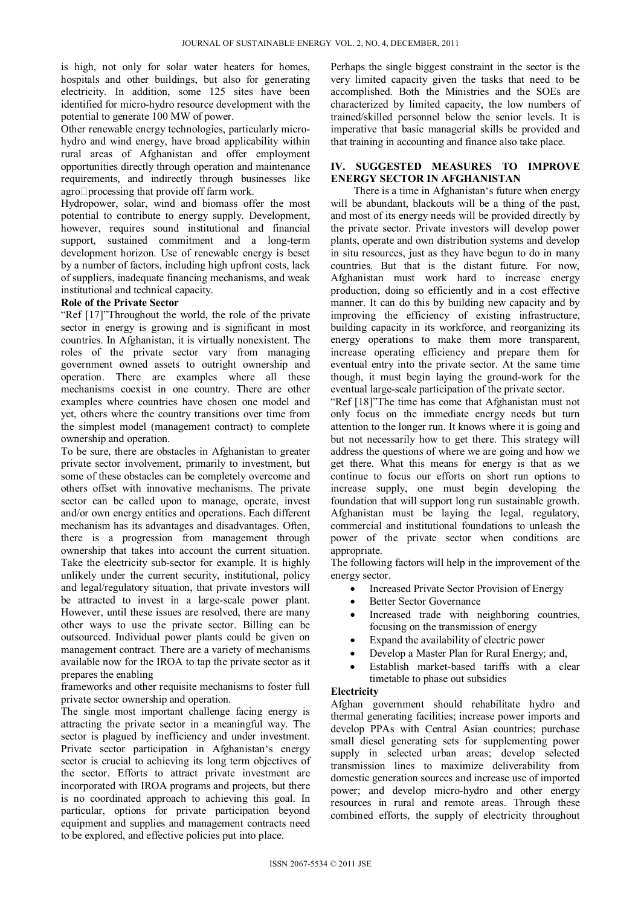is high, not only for solar water heaters for homes, hospitals and other buildings, but also for generating electricity. In addition, some 125 sites have been identified for micro-hydro resource development with the potential to generate 100 MW of power.

Other renewable energy technologies, particularly micro-hydro and wind energy, have broad applicability within rural areas of Afghanistan and offer employment opportunities directly through operation and maintenance requirements, and indirectly through businesses like agro processing that provide off farm work.

Hydropower, solar, wind and biomass offer the most potential to contribute to energy supply. Development, however, requires sound institutional and financial support, sustained commitment and a long-term development horizon. Use of renewable energy is beset by a number of factors, including high upfront costs, lack of suppliers, inadequate financing mechanisms, and weak institutional and technical capacity.

**Role of the Private Sector**

"Ref [17]"Throughout the world, the role of the private sector in energy is growing and is significant in most countries. In Afghanistan, it is virtually nonexistent. The roles of the private sector vary from managing government owned assets to outright ownership and operation. There are examples where all these mechanisms coexist in one country. There are other examples where countries have chosen one model and yet, others where the country transitions over time from the simplest model (management contract) to complete ownership and operation.

To be sure, there are obstacles in Afghanistan to greater private sector involvement, primarily to investment, but some of these obstacles can be completely overcome and others offset with innovative mechanisms. The private sector can be called upon to manage, operate, invest and/or own energy entities and operations. Each different mechanism has its advantages and disadvantages. Often, there is a progression from management through ownership that takes into account the current situation. Take the electricity sub-sector for example. It is highly unlikely under the current security, institutional, policy and legal/regulatory situation, that private investors will be attracted to invest in a large-scale power plant. However, until these issues are resolved, there are many other ways to use the private sector. Billing can be outsourced. Individual power plants could be given on management contract. There are a variety of mechanisms available now for the IROA to tap the private sector as it prepares the enabling frameworks and other requisite mechanisms to foster full private sector ownership and operation.

The single most important challenge facing energy is attracting the private sector in a meaningful way. The sector is plagued by inefficiency and under investment. Private sector participation in Afghanistan's energy sector is crucial to achieving its long term objectives of the sector. Efforts to attract private investment are incorporated with IROA programs and projects, but there is no coordinated approach to achieving this goal. In particular, options for private participation beyond equipment and supplies and management contracts need to be explored, and effective policies put into place.

Perhaps the single biggest constraint in the sector is the very limited capacity given the tasks that need to be accomplished. Both the Ministries and the SOEs are characterized by limited capacity, the low numbers of trained/skilled personnel below the senior levels. It is imperative that basic managerial skills be provided and that training in accounting and finance also take place.

## IV. SUGGESTED MEASURES TO IMPROVE ENERGY SECTOR IN AFGHANISTAN

There is a time in Afghanistan's future when energy will be abundant, blackouts will be a thing of the past, and most of its energy needs will be provided directly by the private sector. Private investors will develop power plants, operate and own distribution systems and develop in situ resources, just as they have begun to do in many countries. But that is the distant future. For now, Afghanistan must work hard to increase energy production, doing so efficiently and in a cost effective manner. It can do this by building new capacity and by improving the efficiency of existing infrastructure, building capacity in its workforce, and reorganizing its energy operations to make them more transparent, increase operating efficiency and prepare them for eventual entry into the private sector. At the same time though, it must begin laying the ground-work for the eventual large-scale participation of the private sector.

"Ref [18]"The time has come that Afghanistan must not only focus on the immediate energy needs but turn attention to the longer run. It knows where it is going and but not necessarily how to get there. This strategy will address the questions of where we are going and how we get there. What this means for energy is that as we continue to focus our efforts on short run options to increase supply, one must begin developing the foundation that will support long run sustainable growth. Afghanistan must be laying the legal, regulatory, commercial and institutional foundations to unleash the power of the private sector when conditions are appropriate.

The following factors will help in the improvement of the energy sector.

- Increased Private Sector Provision of Energy
- Better Sector Governance
- Increased trade with neighboring countries, focusing on the transmission of energy
- Expand the availability of electric power
- Develop a Master Plan for Rural Energy; and,
- Establish market-based tariffs with a clear timetable to phase out subsidies

**Electricity**

Afghan government should rehabilitate hydro and thermal generating facilities; increase power imports and develop PPAs with Central Asian countries; purchase small diesel generating sets for supplementing power supply in selected urban areas; develop selected transmission lines to maximize deliverability from domestic generation sources and increase use of imported power; and develop micro-hydro and other energy resources in rural and remote areas. Through these combined efforts, the supply of electricity throughout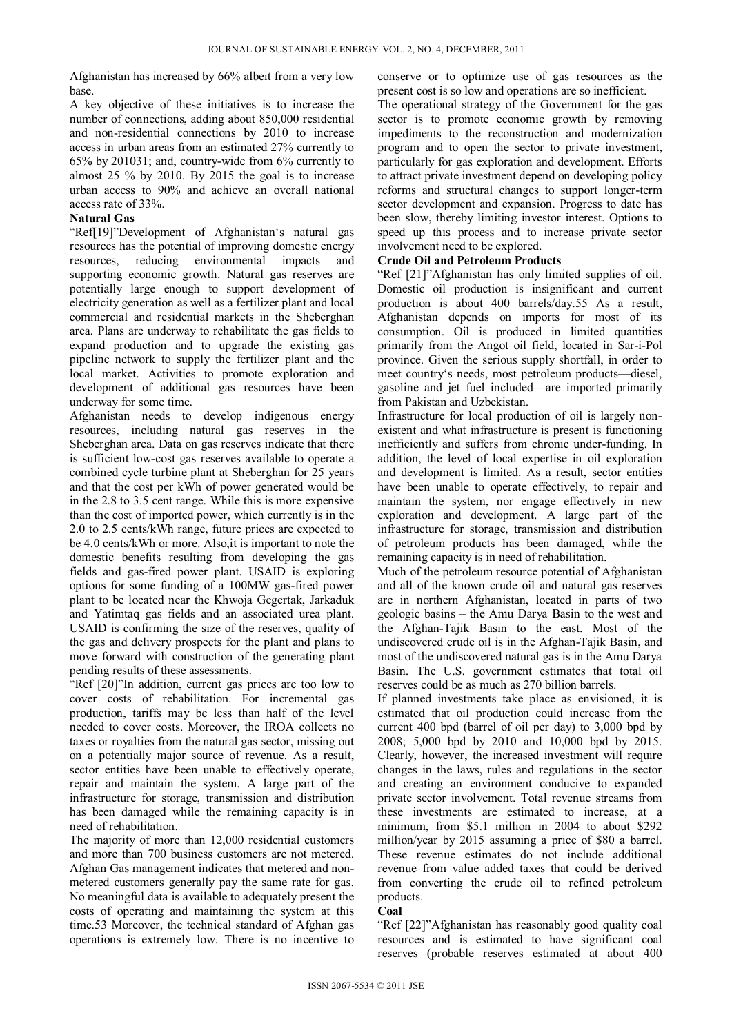Afghanistan has increased by 66% albeit from a very low base.

A key objective of these initiatives is to increase the number of connections, adding about 850,000 residential and non-residential connections by 2010 to increase access in urban areas from an estimated 27% currently to 65% by 201031; and, country-wide from 6% currently to almost 25 % by 2010. By 2015 the goal is to increase urban access to 90% and achieve an overall national access rate of 33%.

**Natural Gas**

"Ref[19]"Development of Afghanistan's natural gas resources has the potential of improving domestic energy resources, reducing environmental impacts and supporting economic growth. Natural gas reserves are potentially large enough to support development of electricity generation as well as a fertilizer plant and local commercial and residential markets in the Sheberghan area. Plans are underway to rehabilitate the gas fields to expand production and to upgrade the existing gas pipeline network to supply the fertilizer plant and the local market. Activities to promote exploration and development of additional gas resources have been underway for some time.

Afghanistan needs to develop indigenous energy resources, including natural gas reserves in the Sheberghan area. Data on gas reserves indicate that there is sufficient low-cost gas reserves available to operate a combined cycle turbine plant at Sheberghan for 25 years and that the cost per kWh of power generated would be in the 2.8 to 3.5 cent range. While this is more expensive than the cost of imported power, which currently is in the 2.0 to 2.5 cents/kWh range, future prices are expected to be 4.0 cents/kWh or more. Also,it is important to note the domestic benefits resulting from developing the gas fields and gas-fired power plant. USAID is exploring options for some funding of a 100MW gas-fired power plant to be located near the Khwoja Gegertak, Jarkaduk and Yatimtaq gas fields and an associated urea plant. USAID is confirming the size of the reserves, quality of the gas and delivery prospects for the plant and plans to move forward with construction of the generating plant pending results of these assessments.

"Ref [20]"In addition, current gas prices are too low to cover costs of rehabilitation. For incremental gas production, tariffs may be less than half of the level needed to cover costs. Moreover, the IROA collects no taxes or royalties from the natural gas sector, missing out on a potentially major source of revenue. As a result, sector entities have been unable to effectively operate, repair and maintain the system. A large part of the infrastructure for storage, transmission and distribution has been damaged while the remaining capacity is in need of rehabilitation.

The majority of more than 12,000 residential customers and more than 700 business customers are not metered. Afghan Gas management indicates that metered and non-metered customers generally pay the same rate for gas. No meaningful data is available to adequately present the costs of operating and maintaining the system at this time.53 Moreover, the technical standard of Afghan gas operations is extremely low. There is no incentive to conserve or to optimize use of gas resources as the present cost is so low and operations are so inefficient.

The operational strategy of the Government for the gas sector is to promote economic growth by removing impediments to the reconstruction and modernization program and to open the sector to private investment, particularly for gas exploration and development. Efforts to attract private investment depend on developing policy reforms and structural changes to support longer-term sector development and expansion. Progress to date has been slow, thereby limiting investor interest. Options to speed up this process and to increase private sector involvement need to be explored.

**Crude Oil and Petroleum Products**

"Ref [21]"Afghanistan has only limited supplies of oil. Domestic oil production is insignificant and current production is about 400 barrels/day.55 As a result, Afghanistan depends on imports for most of its consumption. Oil is produced in limited quantities primarily from the Angot oil field, located in Sar-i-Pol province. Given the serious supply shortfall, in order to meet country's needs, most petroleum products—diesel, gasoline and jet fuel included—are imported primarily from Pakistan and Uzbekistan.

Infrastructure for local production of oil is largely non-existent and what infrastructure is present is functioning inefficiently and suffers from chronic under-funding. In addition, the level of local expertise in oil exploration and development is limited. As a result, sector entities have been unable to operate effectively, to repair and maintain the system, nor engage effectively in new exploration and development. A large part of the infrastructure for storage, transmission and distribution of petroleum products has been damaged, while the remaining capacity is in need of rehabilitation.

Much of the petroleum resource potential of Afghanistan and all of the known crude oil and natural gas reserves are in northern Afghanistan, located in parts of two geologic basins – the Amu Darya Basin to the west and the Afghan-Tajik Basin to the east. Most of the undiscovered crude oil is in the Afghan-Tajik Basin, and most of the undiscovered natural gas is in the Amu Darya Basin. The U.S. government estimates that total oil reserves could be as much as 270 billion barrels.

If planned investments take place as envisioned, it is estimated that oil production could increase from the current 400 bpd (barrel of oil per day) to 3,000 bpd by 2008; 5,000 bpd by 2010 and 10,000 bpd by 2015. Clearly, however, the increased investment will require changes in the laws, rules and regulations in the sector and creating an environment conducive to expanded private sector involvement. Total revenue streams from these investments are estimated to increase, at a minimum, from $5.1 million in 2004 to about $292 million/year by 2015 assuming a price of $80 a barrel. These revenue estimates do not include additional revenue from value added taxes that could be derived from converting the crude oil to refined petroleum products.

**Coal**

"Ref [22]"Afghanistan has reasonably good quality coal resources and is estimated to have significant coal reserves (probable reserves estimated at about 400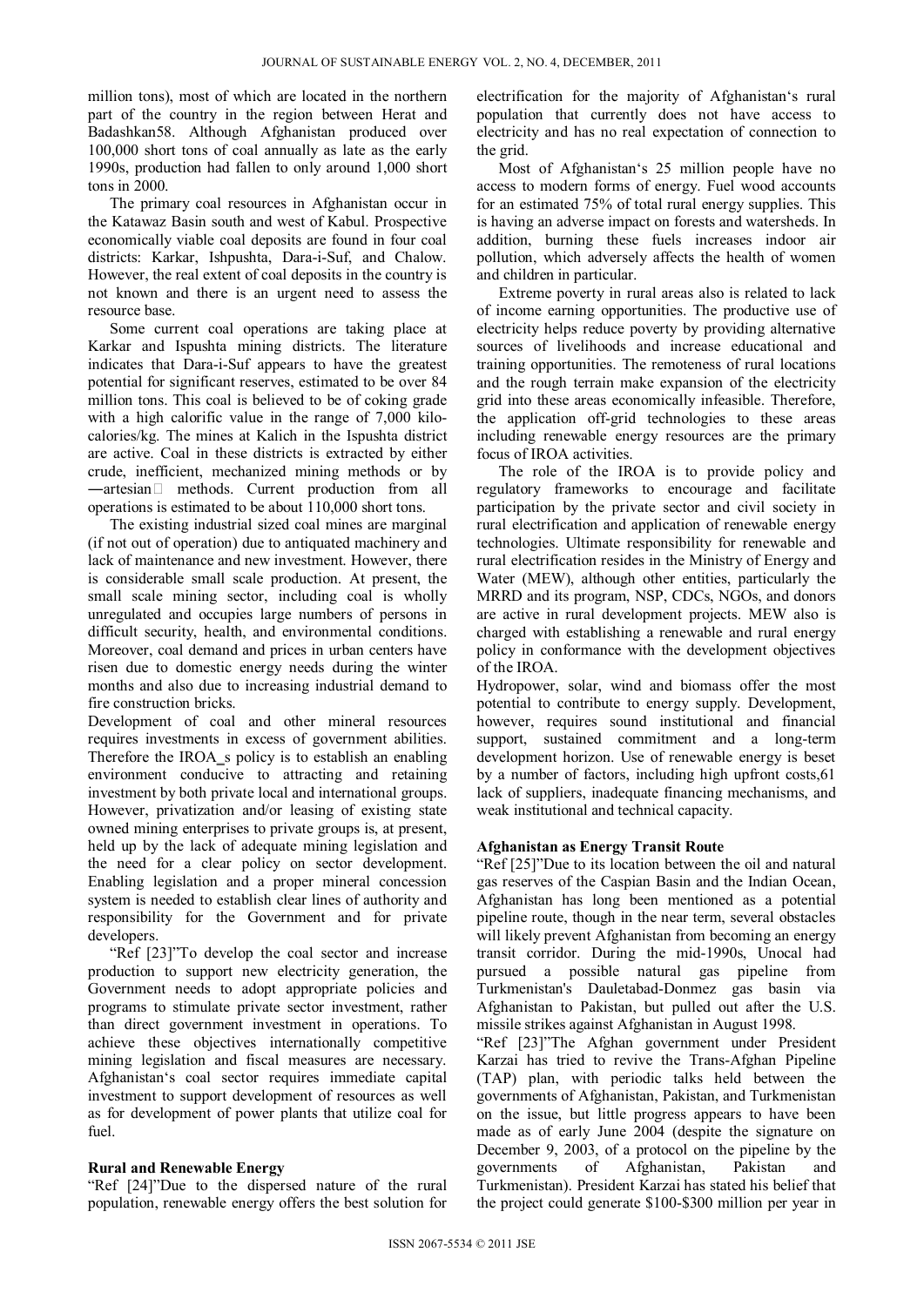million tons), most of which are located in the northern part of the country in the region between Herat and Badashkan58. Although Afghanistan produced over 100,000 short tons of coal annually as late as the early 1990s, production had fallen to only around 1,000 short tons in 2000.

The primary coal resources in Afghanistan occur in the Katawaz Basin south and west of Kabul. Prospective economically viable coal deposits are found in four coal districts: Karkar, Ishpushta, Dara-i-Suf, and Chalow. However, the real extent of coal deposits in the country is not known and there is an urgent need to assess the resource base.

Some current coal operations are taking place at Karkar and Ispushta mining districts. The literature indicates that Dara-i-Suf appears to have the greatest potential for significant reserves, estimated to be over 84 million tons. This coal is believed to be of coking grade with a high calorific value in the range of 7,000 kilo-calories/kg. The mines at Kalich in the Ispushta district are active. Coal in these districts is extracted by either crude, inefficient, mechanized mining methods or by ―artesian methods. Current production from all operations is estimated to be about 110,000 short tons.

The existing industrial sized coal mines are marginal (if not out of operation) due to antiquated machinery and lack of maintenance and new investment. However, there is considerable small scale production. At present, the small scale mining sector, including coal is wholly unregulated and occupies large numbers of persons in difficult security, health, and environmental conditions. Moreover, coal demand and prices in urban centers have risen due to domestic energy needs during the winter months and also due to increasing industrial demand to fire construction bricks.

Development of coal and other mineral resources requires investments in excess of government abilities. Therefore the IROA_s policy is to establish an enabling environment conducive to attracting and retaining investment by both private local and international groups. However, privatization and/or leasing of existing state owned mining enterprises to private groups is, at present, held up by the lack of adequate mining legislation and the need for a clear policy on sector development. Enabling legislation and a proper mineral concession system is needed to establish clear lines of authority and responsibility for the Government and for private developers.

"Ref [23]"To develop the coal sector and increase production to support new electricity generation, the Government needs to adopt appropriate policies and programs to stimulate private sector investment, rather than direct government investment in operations. To achieve these objectives internationally competitive mining legislation and fiscal measures are necessary. Afghanistan's coal sector requires immediate capital investment to support development of resources as well as for development of power plants that utilize coal for fuel.

**Rural and Renewable Energy**

"Ref [24]"Due to the dispersed nature of the rural population, renewable energy offers the best solution for electrification for the majority of Afghanistan's rural population that currently does not have access to electricity and has no real expectation of connection to the grid.

Most of Afghanistan's 25 million people have no access to modern forms of energy. Fuel wood accounts for an estimated 75% of total rural energy supplies. This is having an adverse impact on forests and watersheds. In addition, burning these fuels increases indoor air pollution, which adversely affects the health of women and children in particular.

Extreme poverty in rural areas also is related to lack of income earning opportunities. The productive use of electricity helps reduce poverty by providing alternative sources of livelihoods and increase educational and training opportunities. The remoteness of rural locations and the rough terrain make expansion of the electricity grid into these areas economically infeasible. Therefore, the application off-grid technologies to these areas including renewable energy resources are the primary focus of IROA activities.

The role of the IROA is to provide policy and regulatory frameworks to encourage and facilitate participation by the private sector and civil society in rural electrification and application of renewable energy technologies. Ultimate responsibility for renewable and rural electrification resides in the Ministry of Energy and Water (MEW), although other entities, particularly the MRRD and its program, NSP, CDCs, NGOs, and donors are active in rural development projects. MEW also is charged with establishing a renewable and rural energy policy in conformance with the development objectives of the IROA.

Hydropower, solar, wind and biomass offer the most potential to contribute to energy supply. Development, however, requires sound institutional and financial support, sustained commitment and a long-term development horizon. Use of renewable energy is beset by a number of factors, including high upfront costs,61 lack of suppliers, inadequate financing mechanisms, and weak institutional and technical capacity.

**Afghanistan as Energy Transit Route**

"Ref [25]"Due to its location between the oil and natural gas reserves of the Caspian Basin and the Indian Ocean, Afghanistan has long been mentioned as a potential pipeline route, though in the near term, several obstacles will likely prevent Afghanistan from becoming an energy transit corridor. During the mid-1990s, Unocal had pursued a possible natural gas pipeline from Turkmenistan's Dauletabad-Donmez gas basin via Afghanistan to Pakistan, but pulled out after the U.S. missile strikes against Afghanistan in August 1998.

"Ref [23]"The Afghan government under President Karzai has tried to revive the Trans-Afghan Pipeline (TAP) plan, with periodic talks held between the governments of Afghanistan, Pakistan, and Turkmenistan on the issue, but little progress appears to have been made as of early June 2004 (despite the signature on December 9, 2003, of a protocol on the pipeline by the governments of Afghanistan, Pakistan and Turkmenistan). President Karzai has stated his belief that the project could generate \$100-\$300 million per year in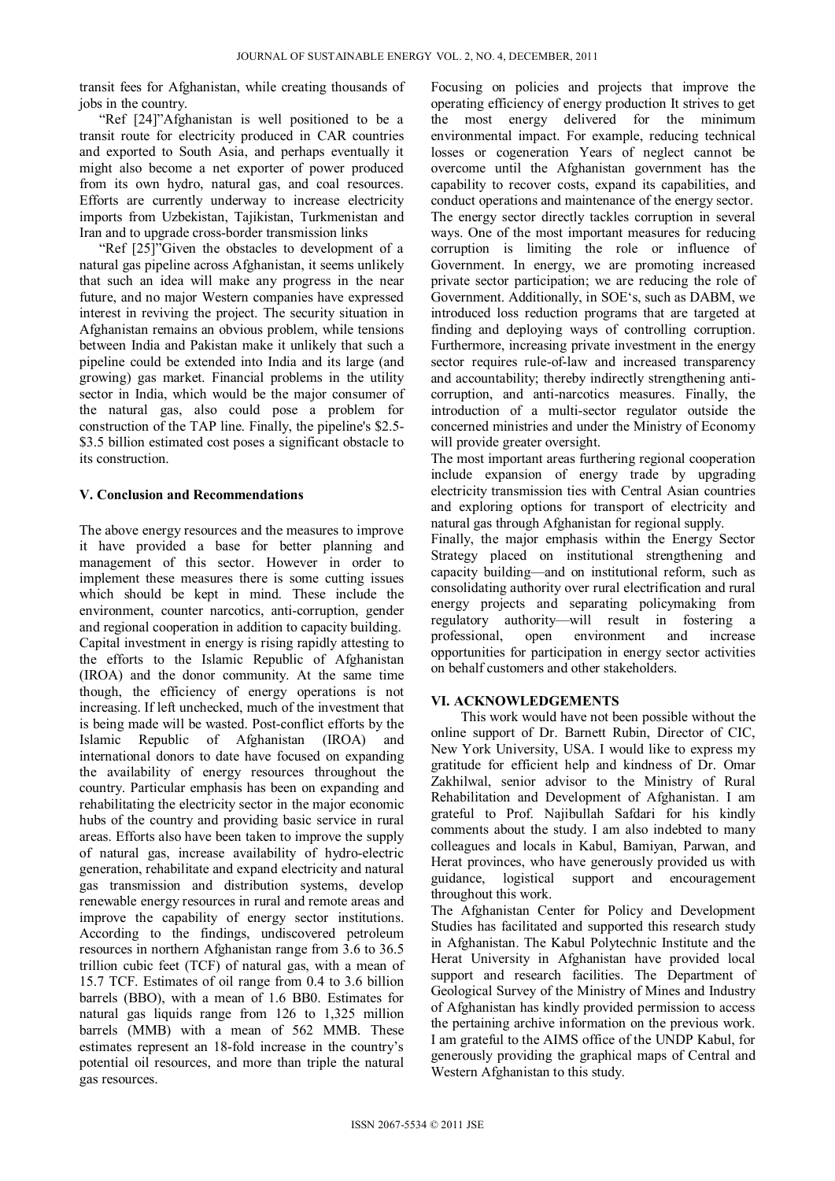transit fees for Afghanistan, while creating thousands of jobs in the country.

"Ref [24]"Afghanistan is well positioned to be a transit route for electricity produced in CAR countries and exported to South Asia, and perhaps eventually it might also become a net exporter of power produced from its own hydro, natural gas, and coal resources. Efforts are currently underway to increase electricity imports from Uzbekistan, Tajikistan, Turkmenistan and Iran and to upgrade cross-border transmission links

"Ref [25]"Given the obstacles to development of a natural gas pipeline across Afghanistan, it seems unlikely that such an idea will make any progress in the near future, and no major Western companies have expressed interest in reviving the project. The security situation in Afghanistan remains an obvious problem, while tensions between India and Pakistan make it unlikely that such a pipeline could be extended into India and its large (and growing) gas market. Financial problems in the utility sector in India, which would be the major consumer of the natural gas, also could pose a problem for construction of the TAP line. Finally, the pipeline's $2.5-$3.5 billion estimated cost poses a significant obstacle to its construction.

## V. Conclusion and Recommendations

The above energy resources and the measures to improve it have provided a base for better planning and management of this sector. However in order to implement these measures there is some cutting issues which should be kept in mind. These include the environment, counter narcotics, anti-corruption, gender and regional cooperation in addition to capacity building.

Capital investment in energy is rising rapidly attesting to the efforts to the Islamic Republic of Afghanistan (IROA) and the donor community. At the same time though, the efficiency of energy operations is not increasing. If left unchecked, much of the investment that is being made will be wasted. Post-conflict efforts by the Islamic Republic of Afghanistan (IROA) and international donors to date have focused on expanding the availability of energy resources throughout the country. Particular emphasis has been on expanding and rehabilitating the electricity sector in the major economic hubs of the country and providing basic service in rural areas. Efforts also have been taken to improve the supply of natural gas, increase availability of hydro-electric generation, rehabilitate and expand electricity and natural gas transmission and distribution systems, develop renewable energy resources in rural and remote areas and improve the capability of energy sector institutions. According to the findings, undiscovered petroleum resources in northern Afghanistan range from 3.6 to 36.5 trillion cubic feet (TCF) of natural gas, with a mean of 15.7 TCF. Estimates of oil range from 0.4 to 3.6 billion barrels (BBO), with a mean of 1.6 BB0. Estimates for natural gas liquids range from 126 to 1,325 million barrels (MMB) with a mean of 562 MMB. These estimates represent an 18-fold increase in the country's potential oil resources, and more than triple the natural gas resources.

Focusing on policies and projects that improve the operating efficiency of energy production It strives to get the most energy delivered for the minimum environmental impact. For example, reducing technical losses or cogeneration Years of neglect cannot be overcome until the Afghanistan government has the capability to recover costs, expand its capabilities, and conduct operations and maintenance of the energy sector.

The energy sector directly tackles corruption in several ways. One of the most important measures for reducing corruption is limiting the role or influence of Government. In energy, we are promoting increased private sector participation; we are reducing the role of Government. Additionally, in SOE's, such as DABM, we introduced loss reduction programs that are targeted at finding and deploying ways of controlling corruption. Furthermore, increasing private investment in the energy sector requires rule-of-law and increased transparency and accountability; thereby indirectly strengthening anti-corruption, and anti-narcotics measures. Finally, the introduction of a multi-sector regulator outside the concerned ministries and under the Ministry of Economy will provide greater oversight.

The most important areas furthering regional cooperation include expansion of energy trade by upgrading electricity transmission ties with Central Asian countries and exploring options for transport of electricity and natural gas through Afghanistan for regional supply.

Finally, the major emphasis within the Energy Sector Strategy placed on institutional strengthening and capacity building—and on institutional reform, such as consolidating authority over rural electrification and rural energy projects and separating policymaking from regulatory authority—will result in fostering a professional, open environment and increase opportunities for participation in energy sector activities on behalf customers and other stakeholders.

## VI. ACKNOWLEDGEMENTS

This work would have not been possible without the online support of Dr. Barnett Rubin, Director of CIC, New York University, USA. I would like to express my gratitude for efficient help and kindness of Dr. Omar Zakhilwal, senior advisor to the Ministry of Rural Rehabilitation and Development of Afghanistan. I am grateful to Prof. Najibullah Safdari for his kindly comments about the study. I am also indebted to many colleagues and locals in Kabul, Bamiyan, Parwan, and Herat provinces, who have generously provided us with guidance, logistical support and encouragement throughout this work.

The Afghanistan Center for Policy and Development Studies has facilitated and supported this research study in Afghanistan. The Kabul Polytechnic Institute and the Herat University in Afghanistan have provided local support and research facilities. The Department of Geological Survey of the Ministry of Mines and Industry of Afghanistan has kindly provided permission to access the pertaining archive information on the previous work. I am grateful to the AIMS office of the UNDP Kabul, for generously providing the graphical maps of Central and Western Afghanistan to this study.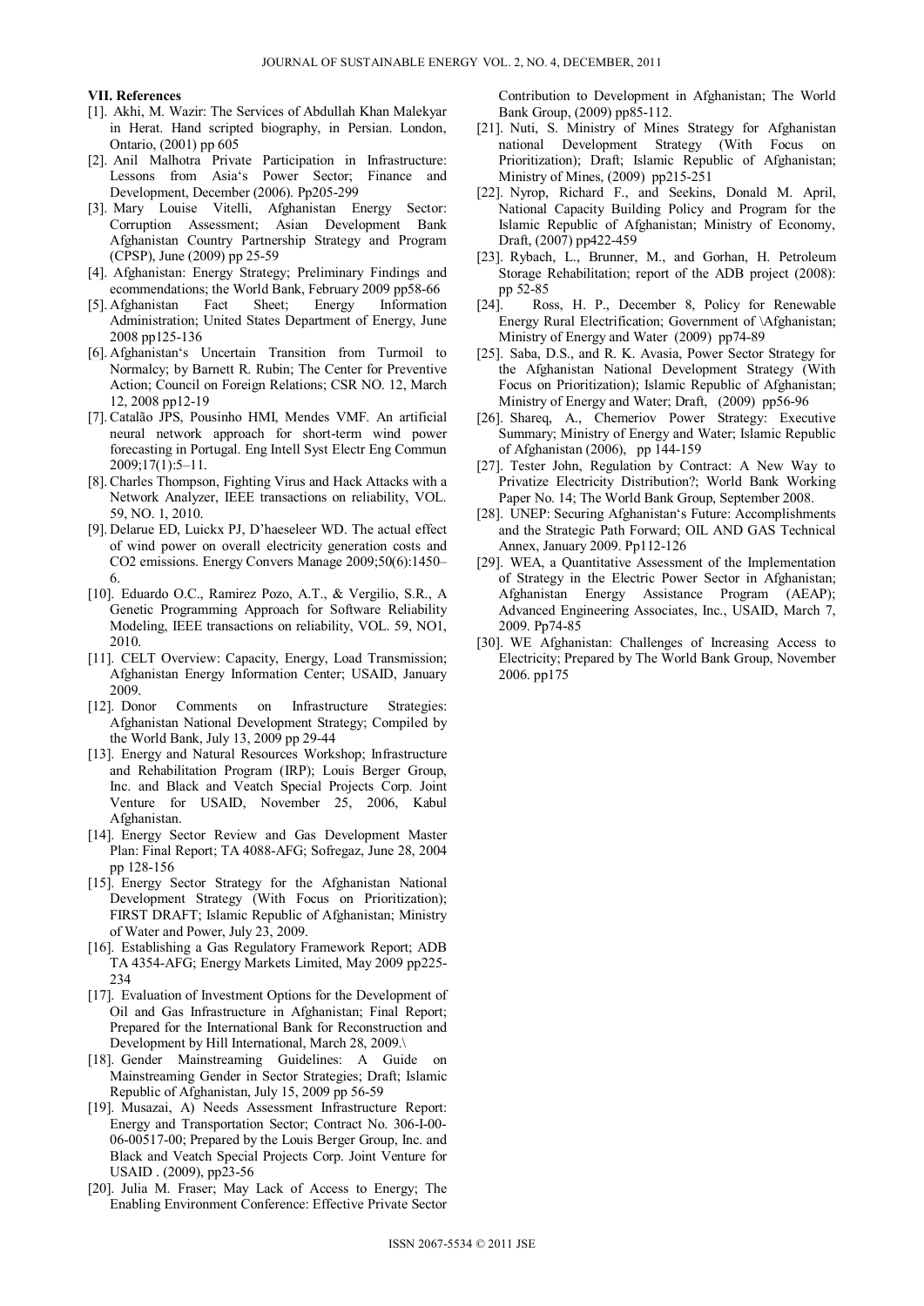### VII. References

[1]. Akhi, M. Wazir: The Services of Abdullah Khan Malekyar in Herat. Hand scripted biography, in Persian. London, Ontario, (2001) pp 605

[2]. Anil Malhotra Private Participation in Infrastructure: Lessons from Asia's Power Sector; Finance and Development, December (2006). Pp205-299

[3]. Mary Louise Vitelli, Afghanistan Energy Sector: Corruption Assessment; Asian Development Bank Afghanistan Country Partnership Strategy and Program (CPSP), June (2009) pp 25-59

[4]. Afghanistan: Energy Strategy; Preliminary Findings and ecommendations; the World Bank, February 2009 pp58-66

[5]. Afghanistan Fact Sheet; Energy Information Administration; United States Department of Energy, June 2008 pp125-136

[6]. Afghanistan's Uncertain Transition from Turmoil to Normalcy; by Barnett R. Rubin; The Center for Preventive Action; Council on Foreign Relations; CSR NO. 12, March 12, 2008 pp12-19

[7]. Catalão JPS, Pousinho HMI, Mendes VMF. An artificial neural network approach for short-term wind power forecasting in Portugal. Eng Intell Syst Electr Eng Commun 2009;17(1):5–11.

[8]. Charles Thompson, Fighting Virus and Hack Attacks with a Network Analyzer, IEEE transactions on reliability, VOL. 59, NO. 1, 2010.

[9]. Delarue ED, Luickx PJ, D'haeseleer WD. The actual effect of wind power on overall electricity generation costs and CO2 emissions. Energy Convers Manage 2009;50(6):1450–6.

[10]. Eduardo O.C., Ramirez Pozo, A.T., & Vergilio, S.R., A Genetic Programming Approach for Software Reliability Modeling, IEEE transactions on reliability, VOL. 59, NO1, 2010.

[11]. CELT Overview: Capacity, Energy, Load Transmission; Afghanistan Energy Information Center; USAID, January 2009.

[12]. Donor Comments on Infrastructure Strategies: Afghanistan National Development Strategy; Compiled by the World Bank, July 13, 2009 pp 29-44

[13]. Energy and Natural Resources Workshop; Infrastructure and Rehabilitation Program (IRP); Louis Berger Group, Inc. and Black and Veatch Special Projects Corp. Joint Venture for USAID, November 25, 2006, Kabul Afghanistan.

[14]. Energy Sector Review and Gas Development Master Plan: Final Report; TA 4088-AFG; Sofregaz, June 28, 2004 pp 128-156

[15]. Energy Sector Strategy for the Afghanistan National Development Strategy (With Focus on Prioritization); FIRST DRAFT; Islamic Republic of Afghanistan; Ministry of Water and Power, July 23, 2009.

[16]. Establishing a Gas Regulatory Framework Report; ADB TA 4354-AFG; Energy Markets Limited, May 2009 pp225-234

[17]. Evaluation of Investment Options for the Development of Oil and Gas Infrastructure in Afghanistan; Final Report; Prepared for the International Bank for Reconstruction and Development by Hill International, March 28, 2009.\

[18]. Gender Mainstreaming Guidelines: A Guide on Mainstreaming Gender in Sector Strategies; Draft; Islamic Republic of Afghanistan, July 15, 2009 pp 56-59

[19]. Musazai, A) Needs Assessment Infrastructure Report: Energy and Transportation Sector; Contract No. 306-I-00-06-00517-00; Prepared by the Louis Berger Group, Inc. and Black and Veatch Special Projects Corp. Joint Venture for USAID . (2009), pp23-56

[20]. Julia M. Fraser; May Lack of Access to Energy; The Enabling Environment Conference: Effective Private Sector Contribution to Development in Afghanistan; The World Bank Group, (2009) pp85-112.

[21]. Nuti, S. Ministry of Mines Strategy for Afghanistan national Development Strategy (With Focus on Prioritization); Draft; Islamic Republic of Afghanistan; Ministry of Mines, (2009) pp215-251

[22]. Nyrop, Richard F., and Seekins, Donald M. April, National Capacity Building Policy and Program for the Islamic Republic of Afghanistan; Ministry of Economy, Draft, (2007) pp422-459

[23]. Rybach, L., Brunner, M., and Gorhan, H. Petroleum Storage Rehabilitation; report of the ADB project (2008): pp 52-85

[24]. Ross, H. P., December 8, Policy for Renewable Energy Rural Electrification; Government of \Afghanistan; Ministry of Energy and Water (2009) pp74-89

[25]. Saba, D.S., and R. K. Avasia, Power Sector Strategy for the Afghanistan National Development Strategy (With Focus on Prioritization); Islamic Republic of Afghanistan; Ministry of Energy and Water; Draft, (2009) pp56-96

[26]. Shareq, A., Chemeriov Power Strategy: Executive Summary; Ministry of Energy and Water; Islamic Republic of Afghanistan (2006), pp 144-159

[27]. Tester John, Regulation by Contract: A New Way to Privatize Electricity Distribution?; World Bank Working Paper No. 14; The World Bank Group, September 2008.

[28]. UNEP: Securing Afghanistan's Future: Accomplishments and the Strategic Path Forward; OIL AND GAS Technical Annex, January 2009. Pp112-126

[29]. WEA, a Quantitative Assessment of the Implementation of Strategy in the Electric Power Sector in Afghanistan; Afghanistan Energy Assistance Program (AEAP); Advanced Engineering Associates, Inc., USAID, March 7, 2009. Pp74-85

[30]. WE Afghanistan: Challenges of Increasing Access to Electricity; Prepared by The World Bank Group, November 2006. pp175